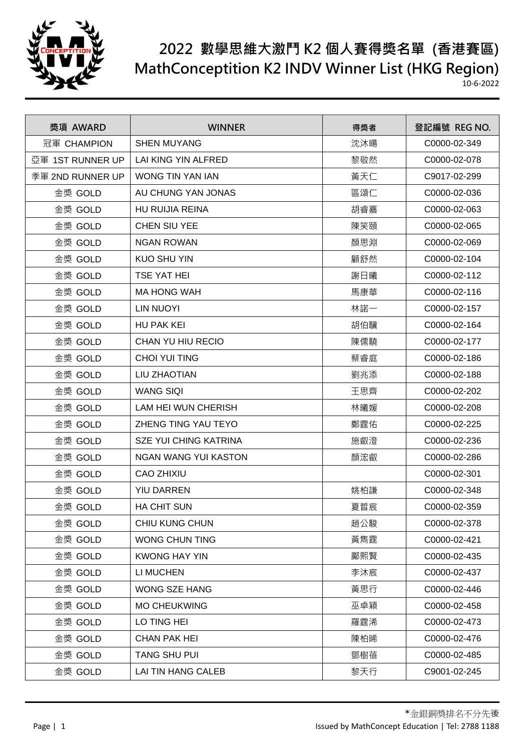# 2022 數學思維大激鬥 K2 個人賽得獎名單 (香港賽區)
# MathConceptition K2 INDV Winner List (HKG Region)

10-6-2022

| 獎項 AWARD | WINNER | 得獎者 | 登記編號 REG NO. |
|---|---|---|---|
| 冠軍 CHAMPION | SHEN MUYANG | 沈沐暘 | C0000-02-349 |
| 亞軍 1ST RUNNER UP | LAI KING YIN ALFRED | 黎敬然 | C0000-02-078 |
| 季軍 2ND RUNNER UP | WONG TIN YAN IAN | 黃天仁 | C9017-02-299 |
| 金獎 GOLD | AU CHUNG YAN JONAS | 區頌仁 | C0000-02-036 |
| 金獎 GOLD | HU RUIJIA REINA | 胡睿嘉 | C0000-02-063 |
| 金獎 GOLD | CHEN SIU YEE | 陳笑頤 | C0000-02-065 |
| 金獎 GOLD | NGAN ROWAN | 顏思淵 | C0000-02-069 |
| 金獎 GOLD | KUO SHU YIN | 顧舒然 | C0000-02-104 |
| 金獎 GOLD | TSE YAT HEI | 謝日曦 | C0000-02-112 |
| 金獎 GOLD | MA HONG WAH | 馬康華 | C0000-02-116 |
| 金獎 GOLD | LIN NUOYI | 林諾一 | C0000-02-157 |
| 金獎 GOLD | HU PAK KEI | 胡伯驥 | C0000-02-164 |
| 金獎 GOLD | CHAN YU HIU RECIO | 陳儒驍 | C0000-02-177 |
| 金獎 GOLD | CHOI YUI TING | 蔡睿庭 | C0000-02-186 |
| 金獎 GOLD | LIU ZHAOTIAN | 劉兆添 | C0000-02-188 |
| 金獎 GOLD | WANG SIQI | 王思齊 | C0000-02-202 |
| 金獎 GOLD | LAM HEI WUN CHERISH | 林曦媛 | C0000-02-208 |
| 金獎 GOLD | ZHENG TING YAU TEYO | 鄭霆佑 | C0000-02-225 |
| 金獎 GOLD | SZE YUI CHING KATRINA | 施叡澄 | C0000-02-236 |
| 金獎 GOLD | NGAN WANG YUI KASTON | 顏浤叡 | C0000-02-286 |
| 金獎 GOLD | CAO ZHIXIU | | C0000-02-301 |
| 金獎 GOLD | YIU DARREN | 姚柏謙 | C0000-02-348 |
| 金獎 GOLD | HA CHIT SUN | 夏哲宸 | C0000-02-359 |
| 金獎 GOLD | CHIU KUNG CHUN | 趙公駿 | C0000-02-378 |
| 金獎 GOLD | WONG CHUN TING | 黃雋霆 | C0000-02-421 |
| 金獎 GOLD | KWONG HAY YIN | 鄺熙賢 | C0000-02-435 |
| 金獎 GOLD | LI MUCHEN | 李沐宸 | C0000-02-437 |
| 金獎 GOLD | WONG SZE HANG | 黃思行 | C0000-02-446 |
| 金獎 GOLD | MO CHEUKWING | 巫卓穎 | C0000-02-458 |
| 金獎 GOLD | LO TING HEI | 羅霆浠 | C0000-02-473 |
| 金獎 GOLD | CHAN PAK HEI | 陳柏晞 | C0000-02-476 |
| 金獎 GOLD | TANG SHU PUI | 鄧樹蓓 | C0000-02-485 |
| 金獎 GOLD | LAI TIN HANG CALEB | 黎天行 | C9001-02-245 |

*金銀銅獎排名不分先後

Issued by MathConcept Education | Tel: 2788 1188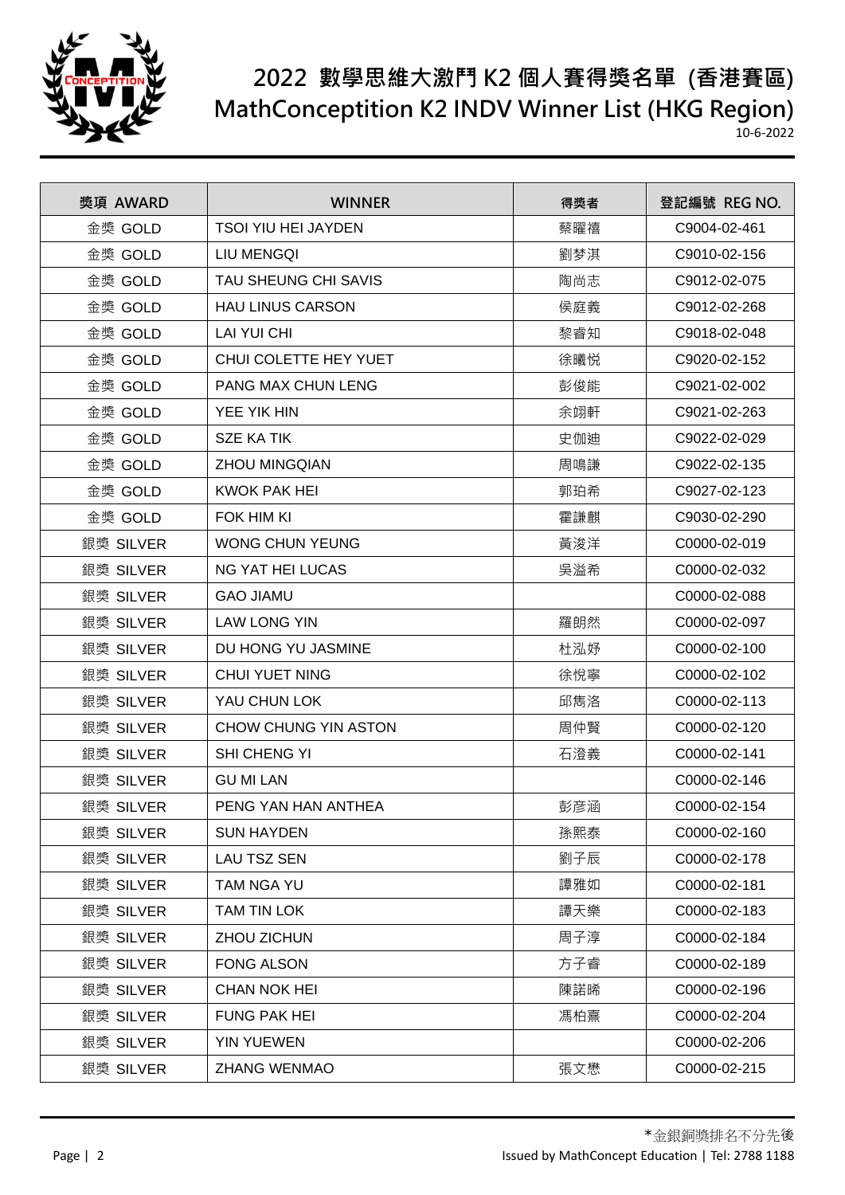# 2022 數學思維大激鬥 K2 個人賽得獎名單 (香港賽區)
# MathConceptition K2 INDV Winner List (HKG Region)

10-6-2022

| 獎項 AWARD | WINNER | 得獎者 | 登記編號 REG NO. |
|---|---|---|---|
| 金獎 GOLD | TSOI YIU HEI JAYDEN | 蔡曜禧 | C9004-02-461 |
| 金獎 GOLD | LIU MENGQI | 劉梦淇 | C9010-02-156 |
| 金獎 GOLD | TAU SHEUNG CHI SAVIS | 陶尚志 | C9012-02-075 |
| 金獎 GOLD | HAU LINUS CARSON | 侯庭義 | C9012-02-268 |
| 金獎 GOLD | LAI YUI CHI | 黎睿知 | C9018-02-048 |
| 金獎 GOLD | CHUI COLETTE HEY YUET | 徐曦悦 | C9020-02-152 |
| 金獎 GOLD | PANG MAX CHUN LENG | 彭俊能 | C9021-02-002 |
| 金獎 GOLD | YEE YIK HIN | 余翊軒 | C9021-02-263 |
| 金獎 GOLD | SZE KA TIK | 史伽迪 | C9022-02-029 |
| 金獎 GOLD | ZHOU MINGQIAN | 周鳴謙 | C9022-02-135 |
| 金獎 GOLD | KWOK PAK HEI | 郭珀希 | C9027-02-123 |
| 金獎 GOLD | FOK HIM KI | 霍謙麒 | C9030-02-290 |
| 銀獎 SILVER | WONG CHUN YEUNG | 黃浚洋 | C0000-02-019 |
| 銀獎 SILVER | NG YAT HEI LUCAS | 吳溢希 | C0000-02-032 |
| 銀獎 SILVER | GAO JIAMU | | C0000-02-088 |
| 銀獎 SILVER | LAW LONG YIN | 羅朗然 | C0000-02-097 |
| 銀獎 SILVER | DU HONG YU JASMINE | 杜泓妤 | C0000-02-100 |
| 銀獎 SILVER | CHUI YUET NING | 徐悅寧 | C0000-02-102 |
| 銀獎 SILVER | YAU CHUN LOK | 邱雋洛 | C0000-02-113 |
| 銀獎 SILVER | CHOW CHUNG YIN ASTON | 周仲賢 | C0000-02-120 |
| 銀獎 SILVER | SHI CHENG YI | 石澄義 | C0000-02-141 |
| 銀獎 SILVER | GU MI LAN | | C0000-02-146 |
| 銀獎 SILVER | PENG YAN HAN ANTHEA | 彭彥涵 | C0000-02-154 |
| 銀獎 SILVER | SUN HAYDEN | 孫熙泰 | C0000-02-160 |
| 銀獎 SILVER | LAU TSZ SEN | 劉子辰 | C0000-02-178 |
| 銀獎 SILVER | TAM NGA YU | 譚雅如 | C0000-02-181 |
| 銀獎 SILVER | TAM TIN LOK | 譚天樂 | C0000-02-183 |
| 銀獎 SILVER | ZHOU ZICHUN | 周子淳 | C0000-02-184 |
| 銀獎 SILVER | FONG ALSON | 方子睿 | C0000-02-189 |
| 銀獎 SILVER | CHAN NOK HEI | 陳諾晞 | C0000-02-196 |
| 銀獎 SILVER | FUNG PAK HEI | 馮柏熹 | C0000-02-204 |
| 銀獎 SILVER | YIN YUEWEN | | C0000-02-206 |
| 銀獎 SILVER | ZHANG WENMAO | 張文懋 | C0000-02-215 |

*金銀銅獎排名不分先後

Issued by MathConcept Education | Tel: 2788 1188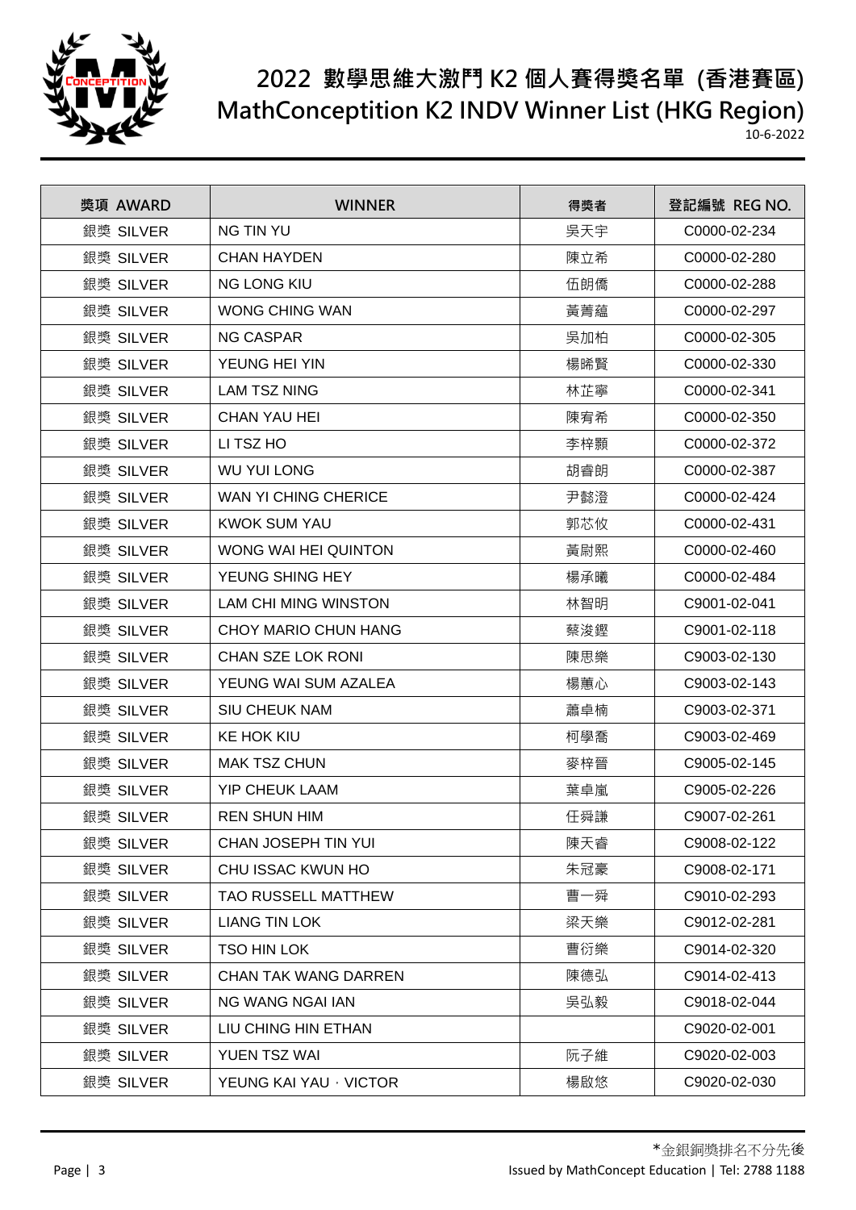# 2022 數學思維大激鬥 K2 個人賽得獎名單 (香港賽區)

# MathConceptition K2 INDV Winner List (HKG Region)

10-6-2022

| 獎項 AWARD | WINNER | 得獎者 | 登記編號 REG NO. |
|---|---|---|---|
| 銀獎 SILVER | NG TIN YU | 吳天宇 | C0000-02-234 |
| 銀獎 SILVER | CHAN HAYDEN | 陳立希 | C0000-02-280 |
| 銀獎 SILVER | NG LONG KIU | 伍朗僑 | C0000-02-288 |
| 銀獎 SILVER | WONG CHING WAN | 黃菁蘊 | C0000-02-297 |
| 銀獎 SILVER | NG CASPAR | 吳加柏 | C0000-02-305 |
| 銀獎 SILVER | YEUNG HEI YIN | 楊晞賢 | C0000-02-330 |
| 銀獎 SILVER | LAM TSZ NING | 林芷寧 | C0000-02-341 |
| 銀獎 SILVER | CHAN YAU HEI | 陳宥希 | C0000-02-350 |
| 銀獎 SILVER | LI TSZ HO | 李梓顥 | C0000-02-372 |
| 銀獎 SILVER | WU YUI LONG | 胡睿朗 | C0000-02-387 |
| 銀獎 SILVER | WAN YI CHING CHERICE | 尹懿澄 | C0000-02-424 |
| 銀獎 SILVER | KWOK SUM YAU | 郭芯攸 | C0000-02-431 |
| 銀獎 SILVER | WONG WAI HEI QUINTON | 黃尉熙 | C0000-02-460 |
| 銀獎 SILVER | YEUNG SHING HEY | 楊承曦 | C0000-02-484 |
| 銀獎 SILVER | LAM CHI MING WINSTON | 林智明 | C9001-02-041 |
| 銀獎 SILVER | CHOY MARIO CHUN HANG | 蔡浚鏗 | C9001-02-118 |
| 銀獎 SILVER | CHAN SZE LOK RONI | 陳思樂 | C9003-02-130 |
| 銀獎 SILVER | YEUNG WAI SUM AZALEA | 楊蕙心 | C9003-02-143 |
| 銀獎 SILVER | SIU CHEUK NAM | 蕭卓楠 | C9003-02-371 |
| 銀獎 SILVER | KE HOK KIU | 柯學喬 | C9003-02-469 |
| 銀獎 SILVER | MAK TSZ CHUN | 麥梓晉 | C9005-02-145 |
| 銀獎 SILVER | YIP CHEUK LAAM | 葉卓嵐 | C9005-02-226 |
| 銀獎 SILVER | REN SHUN HIM | 任舜謙 | C9007-02-261 |
| 銀獎 SILVER | CHAN JOSEPH TIN YUI | 陳天睿 | C9008-02-122 |
| 銀獎 SILVER | CHU ISSAC KWUN HO | 朱冠豪 | C9008-02-171 |
| 銀獎 SILVER | TAO RUSSELL MATTHEW | 曹一舜 | C9010-02-293 |
| 銀獎 SILVER | LIANG TIN LOK | 梁天樂 | C9012-02-281 |
| 銀獎 SILVER | TSO HIN LOK | 曹衍樂 | C9014-02-320 |
| 銀獎 SILVER | CHAN TAK WANG DARREN | 陳德弘 | C9014-02-413 |
| 銀獎 SILVER | NG WANG NGAI IAN | 吳弘毅 | C9018-02-044 |
| 銀獎 SILVER | LIU CHING HIN ETHAN | | C9020-02-001 |
| 銀獎 SILVER | YUEN TSZ WAI | 阮子維 | C9020-02-003 |
| 銀獎 SILVER | YEUNG KAI YAU · VICTOR | 楊啟悠 | C9020-02-030 |

*金銀銅獎排名不分先後

Issued by MathConcept Education | Tel: 2788 1188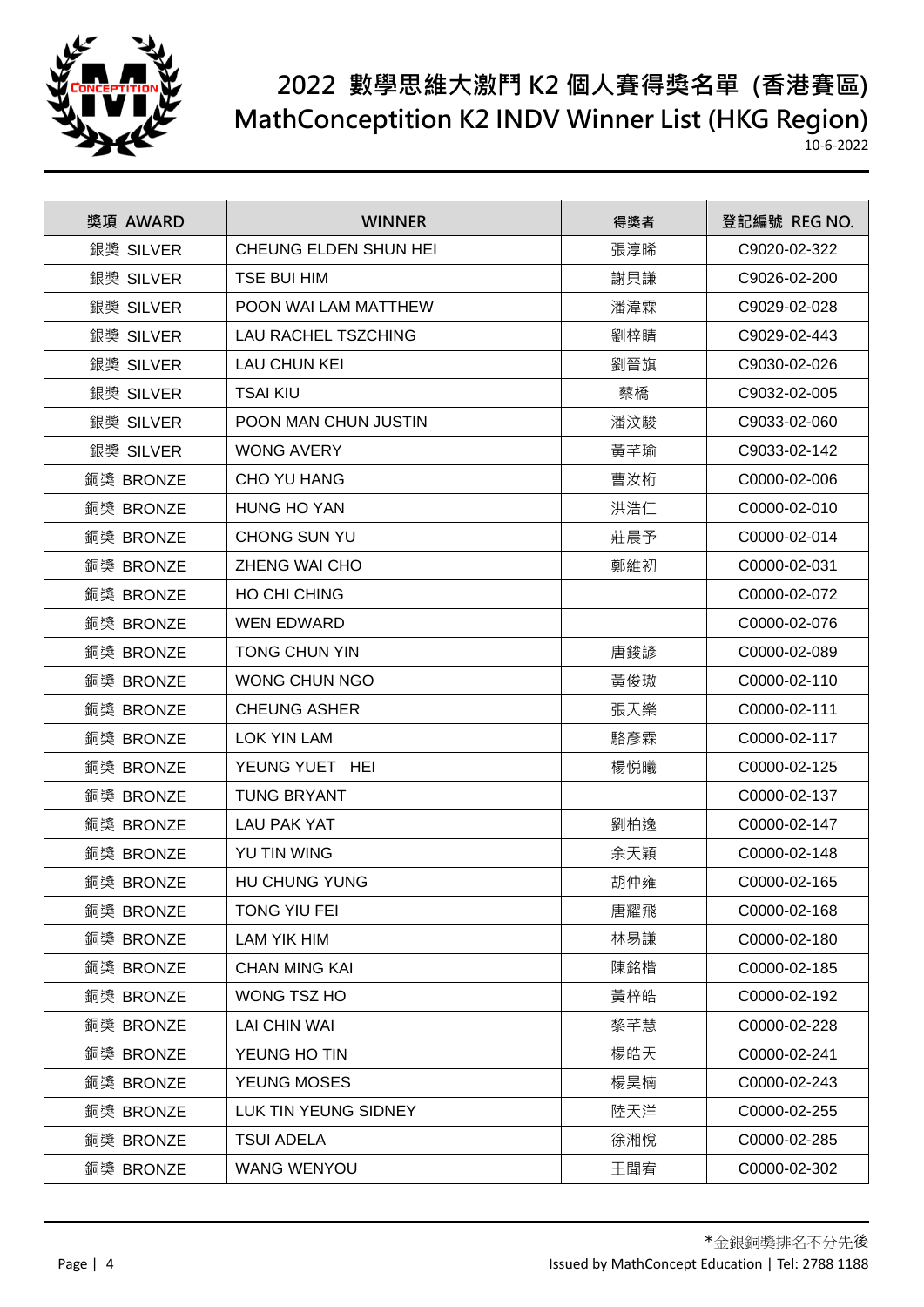# 2022 數學思維大激鬥 K2 個人賽得獎名單 (香港賽區)

# MathConceptition K2 INDV Winner List (HKG Region)

10-6-2022

| 獎項 AWARD | WINNER | 得獎者 | 登記編號 REG NO. |
|---|---|---|---|
| 銀獎 SILVER | CHEUNG ELDEN SHUN HEI | 張淳晞 | C9020-02-322 |
| 銀獎 SILVER | TSE BUI HIM | 謝貝謙 | C9026-02-200 |
| 銀獎 SILVER | POON WAI LAM MATTHEW | 潘瑋霖 | C9029-02-028 |
| 銀獎 SILVER | LAU RACHEL TSZCHING | 劉梓晴 | C9029-02-443 |
| 銀獎 SILVER | LAU CHUN KEI | 劉晉旗 | C9030-02-026 |
| 銀獎 SILVER | TSAI KIU | 蔡橋 | C9032-02-005 |
| 銀獎 SILVER | POON MAN CHUN JUSTIN | 潘汶駿 | C9033-02-060 |
| 銀獎 SILVER | WONG AVERY | 黃芊瑜 | C9033-02-142 |
| 銅獎 BRONZE | CHO YU HANG | 曹汝桁 | C0000-02-006 |
| 銅獎 BRONZE | HUNG HO YAN | 洪浩仁 | C0000-02-010 |
| 銅獎 BRONZE | CHONG SUN YU | 莊晨予 | C0000-02-014 |
| 銅獎 BRONZE | ZHENG WAI CHO | 鄭維初 | C0000-02-031 |
| 銅獎 BRONZE | HO CHI CHING | | C0000-02-072 |
| 銅獎 BRONZE | WEN EDWARD | | C0000-02-076 |
| 銅獎 BRONZE | TONG CHUN YIN | 唐餕諺 | C0000-02-089 |
| 銅獎 BRONZE | WONG CHUN NGO | 黃俊璈 | C0000-02-110 |
| 銅獎 BRONZE | CHEUNG ASHER | 張天樂 | C0000-02-111 |
| 銅獎 BRONZE | LOK YIN LAM | 駱彥霖 | C0000-02-117 |
| 銅獎 BRONZE | YEUNG YUET HEI | 楊悅曦 | C0000-02-125 |
| 銅獎 BRONZE | TUNG BRYANT | | C0000-02-137 |
| 銅獎 BRONZE | LAU PAK YAT | 劉柏逸 | C0000-02-147 |
| 銅獎 BRONZE | YU TIN WING | 余天穎 | C0000-02-148 |
| 銅獎 BRONZE | HU CHUNG YUNG | 胡仲雍 | C0000-02-165 |
| 銅獎 BRONZE | TONG YIU FEI | 唐耀飛 | C0000-02-168 |
| 銅獎 BRONZE | LAM YIK HIM | 林易謙 | C0000-02-180 |
| 銅獎 BRONZE | CHAN MING KAI | 陳銘楷 | C0000-02-185 |
| 銅獎 BRONZE | WONG TSZ HO | 黃梓皓 | C0000-02-192 |
| 銅獎 BRONZE | LAI CHIN WAI | 黎芊慧 | C0000-02-228 |
| 銅獎 BRONZE | YEUNG HO TIN | 楊皓天 | C0000-02-241 |
| 銅獎 BRONZE | YEUNG MOSES | 楊昊楠 | C0000-02-243 |
| 銅獎 BRONZE | LUK TIN YEUNG SIDNEY | 陸天洋 | C0000-02-255 |
| 銅獎 BRONZE | TSUI ADELA | 徐湘悅 | C0000-02-285 |
| 銅獎 BRONZE | WANG WENYOU | 王聞宥 | C0000-02-302 |

*金銀銅獎排名不分先後

Issued by MathConcept Education | Tel: 2788 1188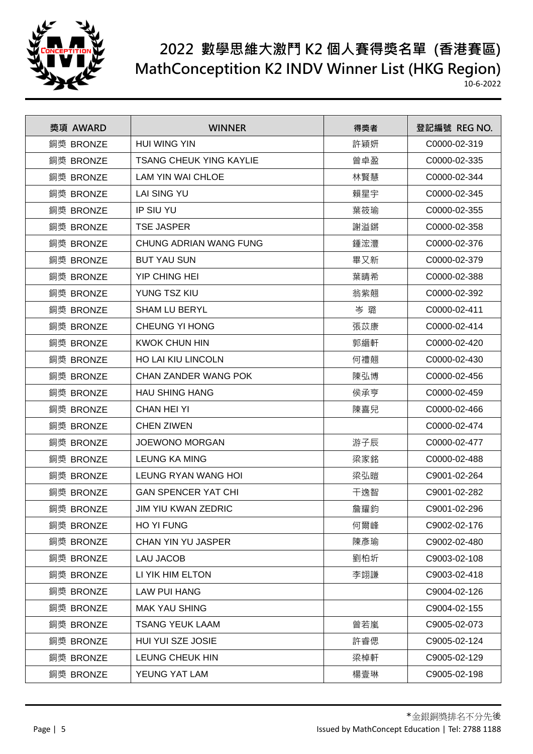# 2022 數學思維大激鬥 K2 個人賽得獎名單 (香港賽區)
# MathConceptition K2 INDV Winner List (HKG Region)

10-6-2022

| 獎項 AWARD | WINNER | 得獎者 | 登記編號 REG NO. |
|---|---|---|---|
| 銅獎 BRONZE | HUI WING YIN | 許穎妍 | C0000-02-319 |
| 銅獎 BRONZE | TSANG CHEUK YING KAYLIE | 曾卓盈 | C0000-02-335 |
| 銅獎 BRONZE | LAM YIN WAI CHLOE | 林賢慧 | C0000-02-344 |
| 銅獎 BRONZE | LAI SING YU | 賴星宇 | C0000-02-345 |
| 銅獎 BRONZE | IP SIU YU | 葉筱瑜 | C0000-02-355 |
| 銅獎 BRONZE | TSE JASPER | 謝溢鏘 | C0000-02-358 |
| 銅獎 BRONZE | CHUNG ADRIAN WANG FUNG | 鍾浤灃 | C0000-02-376 |
| 銅獎 BRONZE | BUT YAU SUN | 畢又新 | C0000-02-379 |
| 銅獎 BRONZE | YIP CHING HEI | 葉晴希 | C0000-02-388 |
| 銅獎 BRONZE | YUNG TSZ KIU | 翁紫翹 | C0000-02-392 |
| 銅獎 BRONZE | SHAM LU BERYL | 岑 璐 | C0000-02-411 |
| 銅獎 BRONZE | CHEUNG YI HONG | 張苡康 | C0000-02-414 |
| 銅獎 BRONZE | KWOK CHUN HIN | 郭縉軒 | C0000-02-420 |
| 銅獎 BRONZE | HO LAI KIU LINCOLN | 何禮翹 | C0000-02-430 |
| 銅獎 BRONZE | CHAN ZANDER WANG POK | 陳弘博 | C0000-02-456 |
| 銅獎 BRONZE | HAU SHING HANG | 侯承亨 | C0000-02-459 |
| 銅獎 BRONZE | CHAN HEI YI | 陳喜兒 | C0000-02-466 |
| 銅獎 BRONZE | CHEN ZIWEN | | C0000-02-474 |
| 銅獎 BRONZE | JOEWONO MORGAN | 游子辰 | C0000-02-477 |
| 銅獎 BRONZE | LEUNG KA MING | 梁家銘 | C0000-02-488 |
| 銅獎 BRONZE | LEUNG RYAN WANG HOI | 梁弘塏 | C9001-02-264 |
| 銅獎 BRONZE | GAN SPENCER YAT CHI | 干逸智 | C9001-02-282 |
| 銅獎 BRONZE | JIM YIU KWAN ZEDRIC | 詹耀鈞 | C9001-02-296 |
| 銅獎 BRONZE | HO YI FUNG | 何爾峰 | C9002-02-176 |
| 銅獎 BRONZE | CHAN YIN YU JASPER | 陳彥瑜 | C9002-02-480 |
| 銅獎 BRONZE | LAU JACOB | 劉柏圻 | C9003-02-108 |
| 銅獎 BRONZE | LI YIK HIM ELTON | 李翊謙 | C9003-02-418 |
| 銅獎 BRONZE | LAW PUI HANG | | C9004-02-126 |
| 銅獎 BRONZE | MAK YAU SHING | | C9004-02-155 |
| 銅獎 BRONZE | TSANG YEUK LAAM | 曾若嵐 | C9005-02-073 |
| 銅獎 BRONZE | HUI YUI SZE JOSIE | 許睿偲 | C9005-02-124 |
| 銅獎 BRONZE | LEUNG CHEUK HIN | 梁棹軒 | C9005-02-129 |
| 銅獎 BRONZE | YEUNG YAT LAM | 楊壹琳 | C9005-02-198 |

*金銀銅獎排名不分先後

Issued by MathConcept Education | Tel: 2788 1188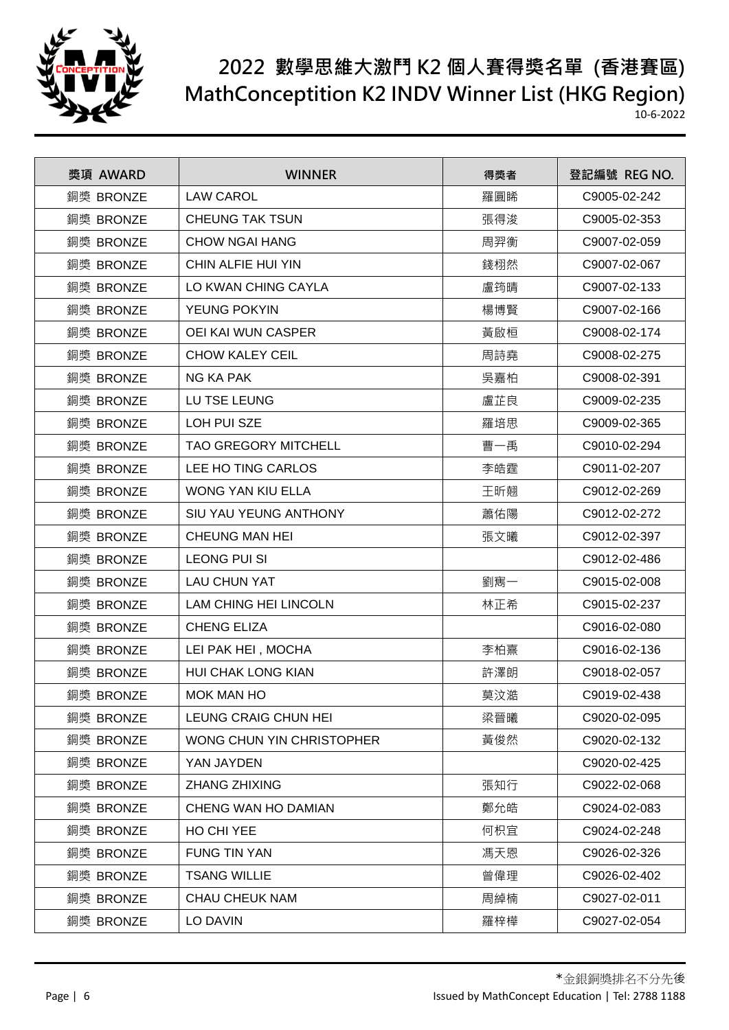# 2022 數學思維大激鬥 K2 個人賽得獎名單 (香港賽區)
# MathConceptition K2 INDV Winner List (HKG Region)

10-6-2022

| 獎項 AWARD | WINNER | 得獎者 | 登記編號 REG NO. |
|---|---|---|---|
| 銅獎 BRONZE | LAW CAROL | 羅圓晞 | C9005-02-242 |
| 銅獎 BRONZE | CHEUNG TAK TSUN | 張得浚 | C9005-02-353 |
| 銅獎 BRONZE | CHOW NGAI HANG | 周羿衡 | C9007-02-059 |
| 銅獎 BRONZE | CHIN ALFIE HUI YIN | 錢栩然 | C9007-02-067 |
| 銅獎 BRONZE | LO KWAN CHING CAYLA | 盧筠晴 | C9007-02-133 |
| 銅獎 BRONZE | YEUNG POKYIN | 楊博賢 | C9007-02-166 |
| 銅獎 BRONZE | OEI KAI WUN CASPER | 黃啟桓 | C9008-02-174 |
| 銅獎 BRONZE | CHOW KALEY CEIL | 周詩堯 | C9008-02-275 |
| 銅獎 BRONZE | NG KA PAK | 吳嘉柏 | C9008-02-391 |
| 銅獎 BRONZE | LU TSE LEUNG | 盧芷良 | C9009-02-235 |
| 銅獎 BRONZE | LOH PUI SZE | 羅培思 | C9009-02-365 |
| 銅獎 BRONZE | TAO GREGORY MITCHELL | 曹一禹 | C9010-02-294 |
| 銅獎 BRONZE | LEE HO TING CARLOS | 李皓霆 | C9011-02-207 |
| 銅獎 BRONZE | WONG YAN KIU ELLA | 王昕翹 | C9012-02-269 |
| 銅獎 BRONZE | SIU YAU YEUNG ANTHONY | 蕭佑陽 | C9012-02-272 |
| 銅獎 BRONZE | CHEUNG MAN HEI | 張文曦 | C9012-02-397 |
| 銅獎 BRONZE | LEONG PUI SI | | C9012-02-486 |
| 銅獎 BRONZE | LAU CHUN YAT | 劉寯一 | C9015-02-008 |
| 銅獎 BRONZE | LAM CHING HEI LINCOLN | 林正希 | C9015-02-237 |
| 銅獎 BRONZE | CHENG ELIZA | | C9016-02-080 |
| 銅獎 BRONZE | LEI PAK HEI , MOCHA | 李柏熹 | C9016-02-136 |
| 銅獎 BRONZE | HUI CHAK LONG KIAN | 許澤朗 | C9018-02-057 |
| 銅獎 BRONZE | MOK MAN HO | 莫汶澔 | C9019-02-438 |
| 銅獎 BRONZE | LEUNG CRAIG CHUN HEI | 梁晉曦 | C9020-02-095 |
| 銅獎 BRONZE | WONG CHUN YIN CHRISTOPHER | 黃俊然 | C9020-02-132 |
| 銅獎 BRONZE | YAN JAYDEN | | C9020-02-425 |
| 銅獎 BRONZE | ZHANG ZHIXING | 張知行 | C9022-02-068 |
| 銅獎 BRONZE | CHENG WAN HO DAMIAN | 鄭允皓 | C9024-02-083 |
| 銅獎 BRONZE | HO CHI YEE | 何枳宜 | C9024-02-248 |
| 銅獎 BRONZE | FUNG TIN YAN | 馮天恩 | C9026-02-326 |
| 銅獎 BRONZE | TSANG WILLIE | 曾偉理 | C9026-02-402 |
| 銅獎 BRONZE | CHAU CHEUK NAM | 周綽楠 | C9027-02-011 |
| 銅獎 BRONZE | LO DAVIN | 羅梓樺 | C9027-02-054 |

*金銀銅獎排名不分先後

Issued by MathConcept Education | Tel: 2788 1188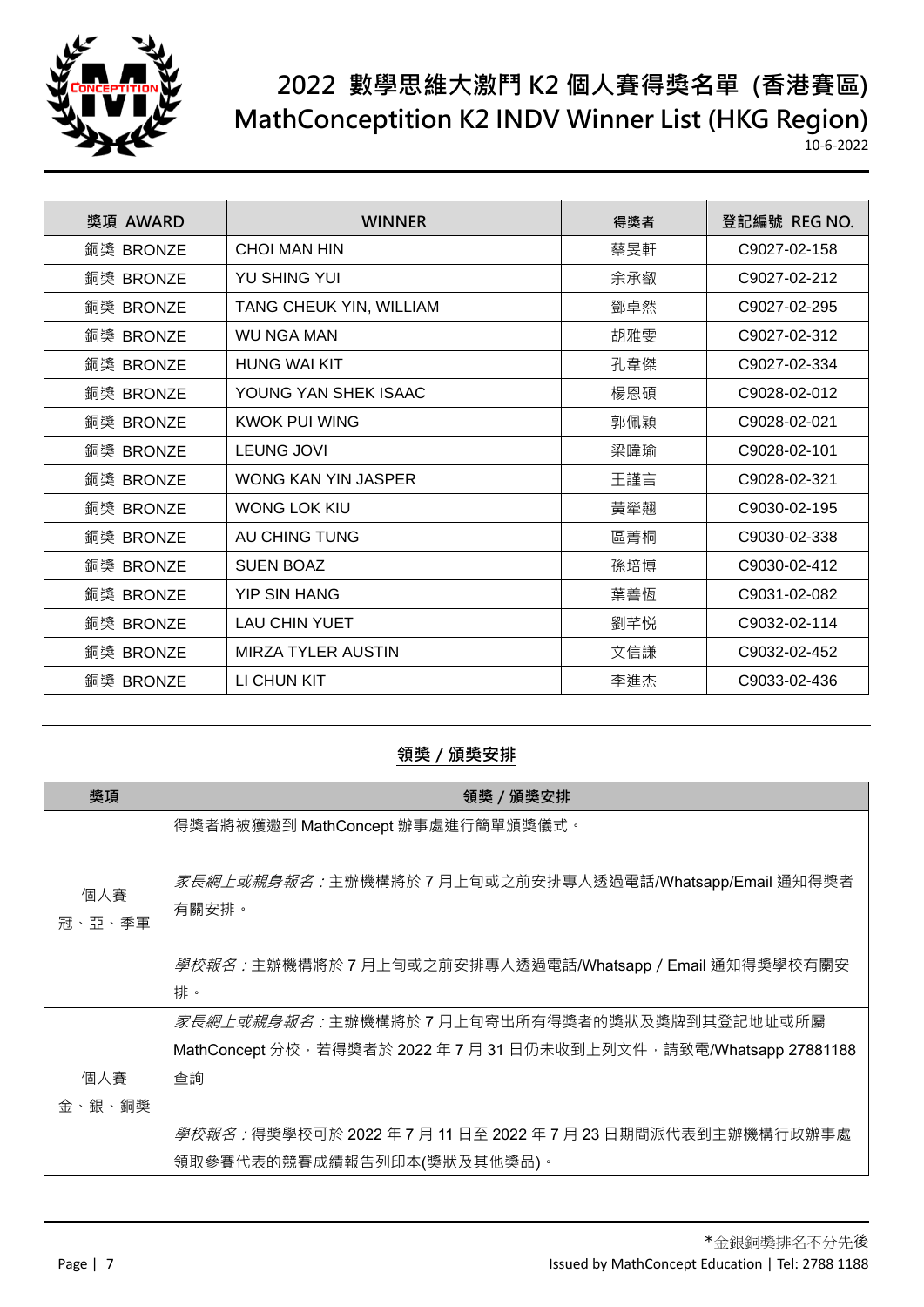# 2022 數學思維大激鬥 K2 個人賽得獎名單 (香港賽區)

# MathConceptition K2 INDV Winner List (HKG Region)

10-6-2022

| 獎項 AWARD | WINNER | 得獎者 | 登記編號 REG NO. |
|---|---|---|---|
| 銅獎 BRONZE | CHOI MAN HIN | 蔡旻軒 | C9027-02-158 |
| 銅獎 BRONZE | YU SHING YUI | 余承叡 | C9027-02-212 |
| 銅獎 BRONZE | TANG CHEUK YIN, WILLIAM | 鄧卓然 | C9027-02-295 |
| 銅獎 BRONZE | WU NGA MAN | 胡雅雯 | C9027-02-312 |
| 銅獎 BRONZE | HUNG WAI KIT | 孔韋傑 | C9027-02-334 |
| 銅獎 BRONZE | YOUNG YAN SHEK ISAAC | 楊恩碩 | C9028-02-012 |
| 銅獎 BRONZE | KWOK PUI WING | 郭佩穎 | C9028-02-021 |
| 銅獎 BRONZE | LEUNG JOVI | 梁暐瑜 | C9028-02-101 |
| 銅獎 BRONZE | WONG KAN YIN JASPER | 王謹言 | C9028-02-321 |
| 銅獎 BRONZE | WONG LOK KIU | 黃犖翹 | C9030-02-195 |
| 銅獎 BRONZE | AU CHING TUNG | 區菁桐 | C9030-02-338 |
| 銅獎 BRONZE | SUEN BOAZ | 孫培博 | C9030-02-412 |
| 銅獎 BRONZE | YIP SIN HANG | 葉善恒 | C9031-02-082 |
| 銅獎 BRONZE | LAU CHIN YUET | 劉芊悅 | C9032-02-114 |
| 銅獎 BRONZE | MIRZA TYLER AUSTIN | 文信謙 | C9032-02-452 |
| 銅獎 BRONZE | LI CHUN KIT | 李進杰 | C9033-02-436 |

## 領獎 / 頒獎安排

| 獎項 | 領獎 / 頒獎安排 |
|---|---|
| 個人賽<br>冠、亞、季軍 | 得獎者將被獲邀到 MathConcept 辦事處進行簡單頒獎儀式。<br><br>*家長網上或親身報名：*主辦機構將於 7 月上旬或之前安排專人透過電話/Whatsapp/Email 通知得獎者有關安排。<br><br>*學校報名：*主辦機構將於 7 月上旬或之前安排專人透過電話/Whatsapp / Email 通知得獎學校有關安排。 |
| 個人賽<br>金、銀、銅獎 | *家長網上或親身報名：*主辦機構將於 7 月上旬寄出所有得獎者的獎狀及獎牌到其登記地址或所屬 MathConcept 分校，若得獎者於 2022 年 7 月 31 日仍未收到上列文件，請致電/Whatsapp 27881188 查詢<br><br>*學校報名：*得獎學校可於 2022 年 7 月 11 日至 2022 年 7 月 23 日期間派代表到主辦機構行政辦事處領取參賽代表的競賽成績報告列印本(獎狀及其他獎品)。 |

*金銀銅獎排名不分先後

Issued by MathConcept Education | Tel: 2788 1188